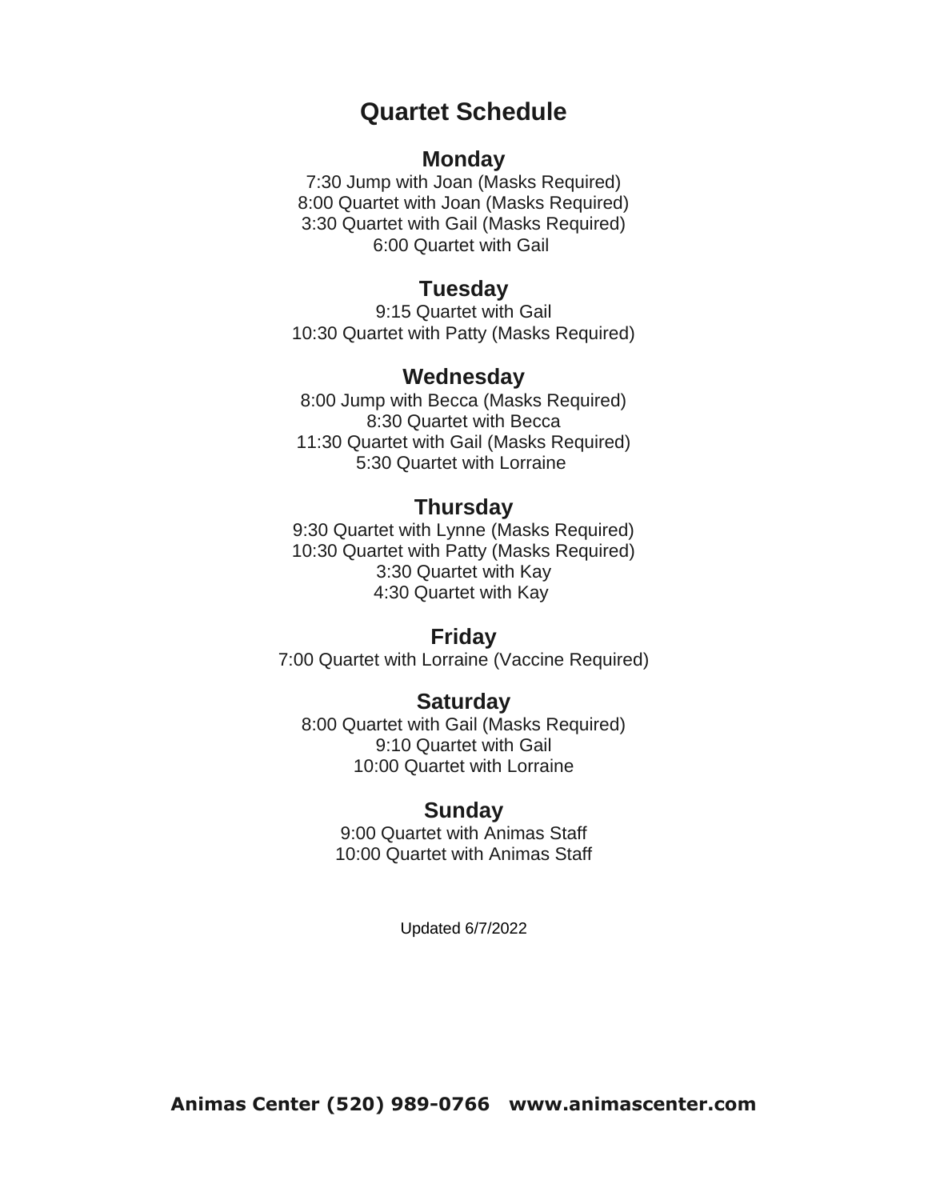# Quartet Schedule

## Monday

7:30 Jump with Joan (Masks Required)
8:00 Quartet with Joan (Masks Required)
3:30 Quartet with Gail (Masks Required)
6:00 Quartet with Gail

## Tuesday

9:15 Quartet with Gail
10:30 Quartet with Patty (Masks Required)

## Wednesday

8:00 Jump with Becca (Masks Required)
8:30 Quartet with Becca
11:30 Quartet with Gail (Masks Required)
5:30 Quartet with Lorraine

## Thursday

9:30 Quartet with Lynne (Masks Required)
10:30 Quartet with Patty (Masks Required)
3:30 Quartet with Kay
4:30 Quartet with Kay

## Friday

7:00 Quartet with Lorraine (Vaccine Required)

## Saturday

8:00 Quartet with Gail (Masks Required)
9:10 Quartet with Gail
10:00 Quartet with Lorraine

## Sunday

9:00 Quartet with Animas Staff
10:00 Quartet with Animas Staff

Updated 6/7/2022

**Animas Center (520) 989-0766 www.animascenter.com**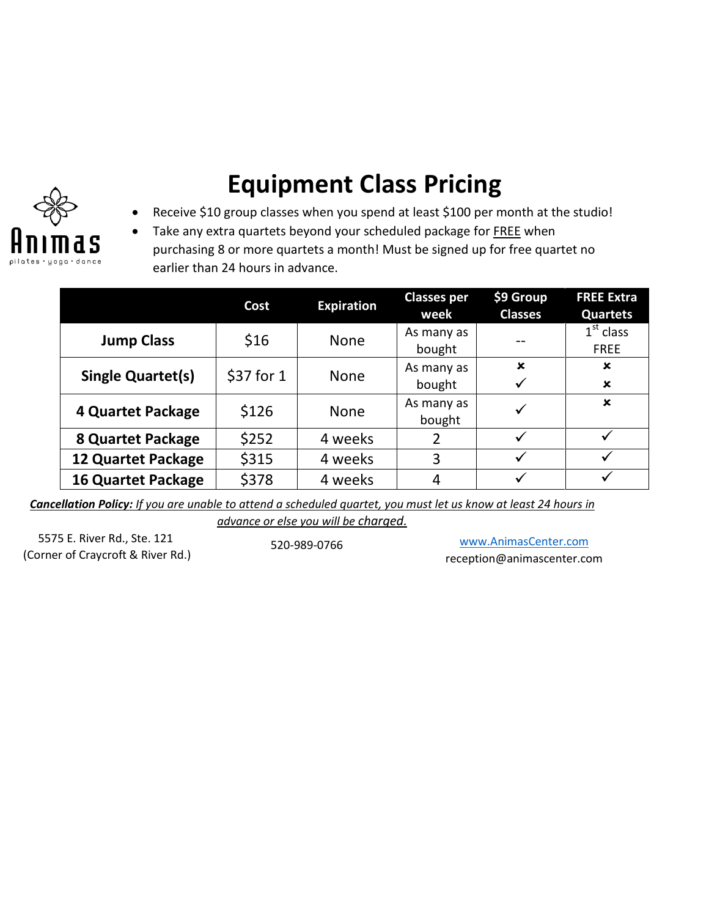# Equipment Class Pricing

Animas
pilates · yoga · dance

- Receive $10 group classes when you spend at least $100 per month at the studio!
- Take any extra quartets beyond your scheduled package for FREE when purchasing 8 or more quartets a month! Must be signed up for free quartet no earlier than 24 hours in advance.

| | Cost | Expiration | Classes per week | $9 Group Classes | FREE Extra Quartets |
|---|---|---|---|---|---|
| **Jump Class** | $16 | None | As many as bought | -- | 1st class FREE |
| **Single Quartet(s)** | $37 for 1 | None | As many as bought | ✗ ✓ | ✗ ✗ |
| **4 Quartet Package** | $126 | None | As many as bought | ✓ | ✗ |
| **8 Quartet Package** | $252 | 4 weeks | 2 | ✓ | ✓ |
| **12 Quartet Package** | $315 | 4 weeks | 3 | ✓ | ✓ |
| **16 Quartet Package** | $378 | 4 weeks | 4 | ✓ | ✓ |

***Cancellation Policy:*** *If you are unable to attend a scheduled quartet, you must let us know at least 24 hours in advance or else you will be charged.*

5575 E. River Rd., Ste. 121
(Corner of Craycroft & River Rd.)

520-989-0766

www.AnimasCenter.com
reception@animascenter.com